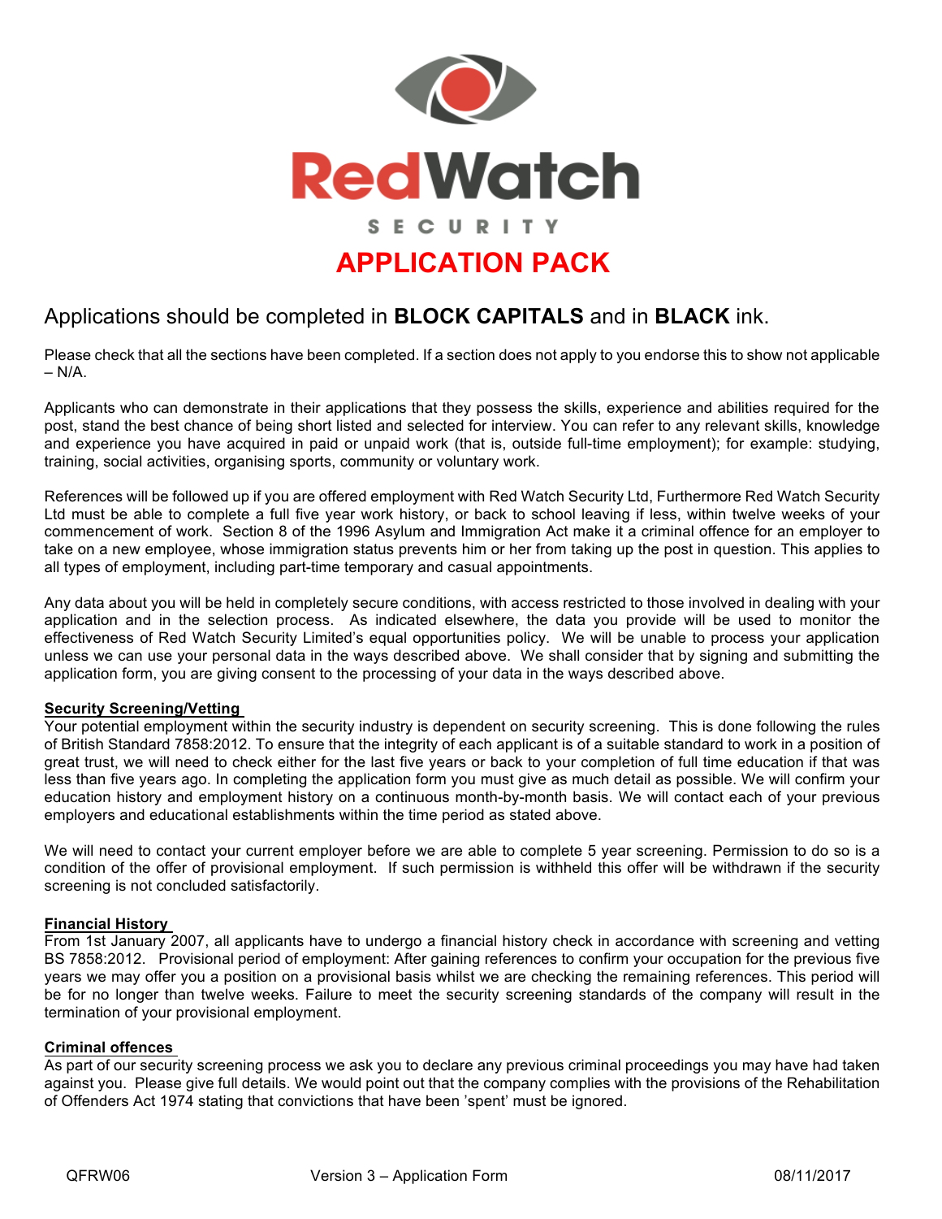# RedWatch

SECURITY

# APPLICATION PACK

## Applications should be completed in **BLOCK CAPITALS** and in **BLACK** ink.

Please check that all the sections have been completed. If a section does not apply to you endorse this to show not applicable – N/A.

Applicants who can demonstrate in their applications that they possess the skills, experience and abilities required for the post, stand the best chance of being short listed and selected for interview. You can refer to any relevant skills, knowledge and experience you have acquired in paid or unpaid work (that is, outside full-time employment); for example: studying, training, social activities, organising sports, community or voluntary work.

References will be followed up if you are offered employment with Red Watch Security Ltd, Furthermore Red Watch Security Ltd must be able to complete a full five year work history, or back to school leaving if less, within twelve weeks of your commencement of work. Section 8 of the 1996 Asylum and Immigration Act make it a criminal offence for an employer to take on a new employee, whose immigration status prevents him or her from taking up the post in question. This applies to all types of employment, including part-time temporary and casual appointments.

Any data about you will be held in completely secure conditions, with access restricted to those involved in dealing with your application and in the selection process. As indicated elsewhere, the data you provide will be used to monitor the effectiveness of Red Watch Security Limited's equal opportunities policy. We will be unable to process your application unless we can use your personal data in the ways described above. We shall consider that by signing and submitting the application form, you are giving consent to the processing of your data in the ways described above.

**Security Screening/Vetting**

Your potential employment within the security industry is dependent on security screening. This is done following the rules of British Standard 7858:2012. To ensure that the integrity of each applicant is of a suitable standard to work in a position of great trust, we will need to check either for the last five years or back to your completion of full time education if that was less than five years ago. In completing the application form you must give as much detail as possible. We will confirm your education history and employment history on a continuous month-by-month basis. We will contact each of your previous employers and educational establishments within the time period as stated above.

We will need to contact your current employer before we are able to complete 5 year screening. Permission to do so is a condition of the offer of provisional employment. If such permission is withheld this offer will be withdrawn if the security screening is not concluded satisfactorily.

**Financial History**

From 1st January 2007, all applicants have to undergo a financial history check in accordance with screening and vetting BS 7858:2012. Provisional period of employment: After gaining references to confirm your occupation for the previous five years we may offer you a position on a provisional basis whilst we are checking the remaining references. This period will be for no longer than twelve weeks. Failure to meet the security screening standards of the company will result in the termination of your provisional employment.

**Criminal offences**

As part of our security screening process we ask you to declare any previous criminal proceedings you may have had taken against you. Please give full details. We would point out that the company complies with the provisions of the Rehabilitation of Offenders Act 1974 stating that convictions that have been 'spent' must be ignored.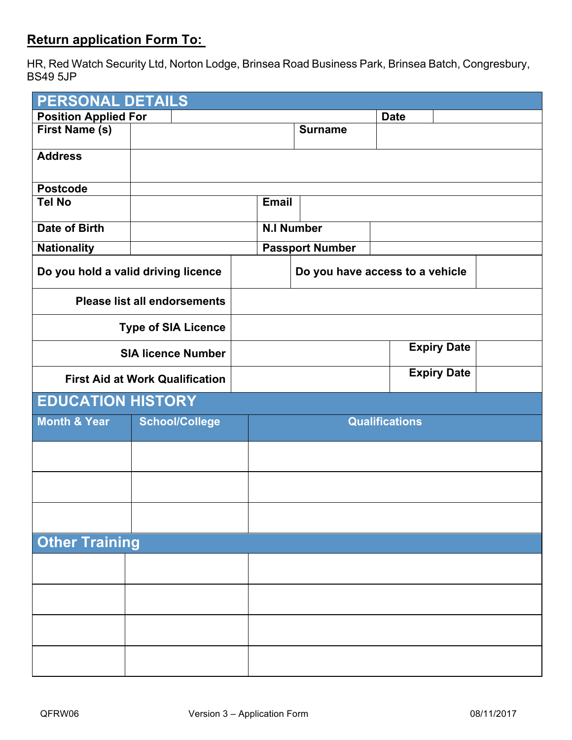**Return application Form To:**

HR, Red Watch Security Ltd, Norton Lodge, Brinsea Road Business Park, Brinsea Batch, Congresbury, BS49 5JP

## PERSONAL DETAILS

| | | | |
|---|---|---|---|
| **Position Applied For** | | **Date** | |
| **First Name (s)** | | **Surname** | |
| **Address** | | | |
| **Postcode** | | | |
| **Tel No** | | **Email** | |
| **Date of Birth** | | **N.I Number** | |
| **Nationality** | | **Passport Number** | |

| | | | |
|---|---|---|---|
| **Do you hold a valid driving licence** | | **Do you have access to a vehicle** | |
| **Please list all endorsements** | | | |
| **Type of SIA Licence** | | | |
| **SIA licence Number** | | **Expiry Date** | |
| **First Aid at Work Qualification** | | **Expiry Date** | |

## EDUCATION HISTORY

| Month & Year | School/College | Qualifications |
|---|---|---|
| | | |
| | | |
| | | |

## Other Training

| | | |
|---|---|---|
| | | |
| | | |
| | | |
| | | |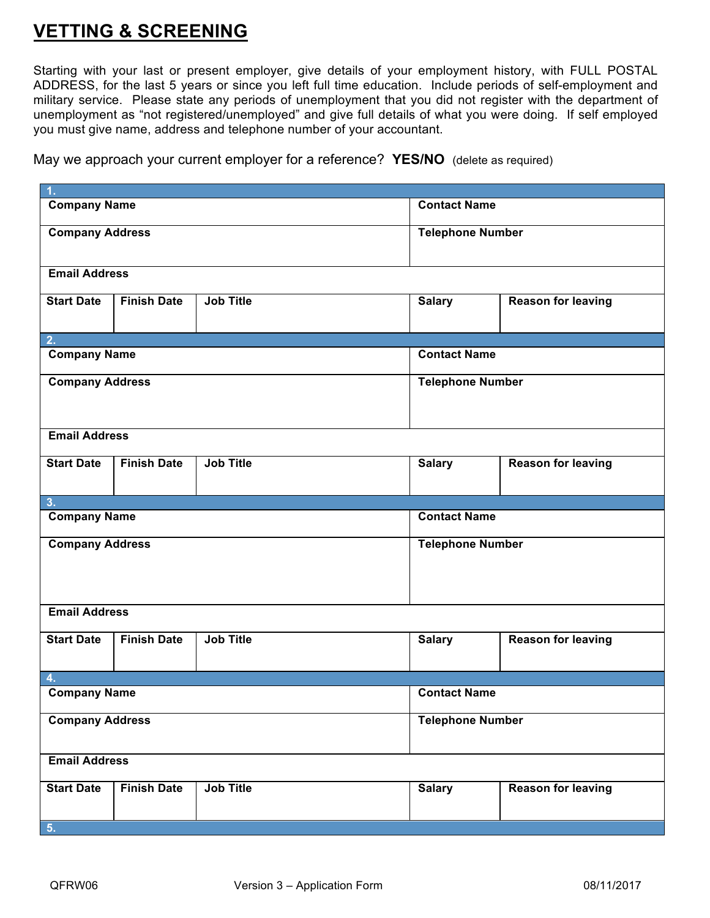# VETTING & SCREENING

Starting with your last or present employer, give details of your employment history, with FULL POSTAL ADDRESS, for the last 5 years or since you left full time education. Include periods of self-employment and military service. Please state any periods of unemployment that you did not register with the department of unemployment as "not registered/unemployed" and give full details of what you were doing. If self employed you must give name, address and telephone number of your accountant.

May we approach your current employer for a reference? **YES/NO** (delete as required)

| **1.** | | | | |
|---|---|---|---|---|
| **Company Name** | | | **Contact Name** | |
| **Company Address** | | | **Telephone Number** | |
| **Email Address** | | | | |
| **Start Date** | **Finish Date** | **Job Title** | **Salary** | **Reason for leaving** |
| **2.** | | | | |
| **Company Name** | | | **Contact Name** | |
| **Company Address** | | | **Telephone Number** | |
| **Email Address** | | | | |
| **Start Date** | **Finish Date** | **Job Title** | **Salary** | **Reason for leaving** |
| **3.** | | | | |
| **Company Name** | | | **Contact Name** | |
| **Company Address** | | | **Telephone Number** | |
| **Email Address** | | | | |
| **Start Date** | **Finish Date** | **Job Title** | **Salary** | **Reason for leaving** |
| **4.** | | | | |
| **Company Name** | | | **Contact Name** | |
| **Company Address** | | | **Telephone Number** | |
| **Email Address** | | | | |
| **Start Date** | **Finish Date** | **Job Title** | **Salary** | **Reason for leaving** |
| **5.** | | | | |

QFRW06 Version 3 – Application Form 08/11/2017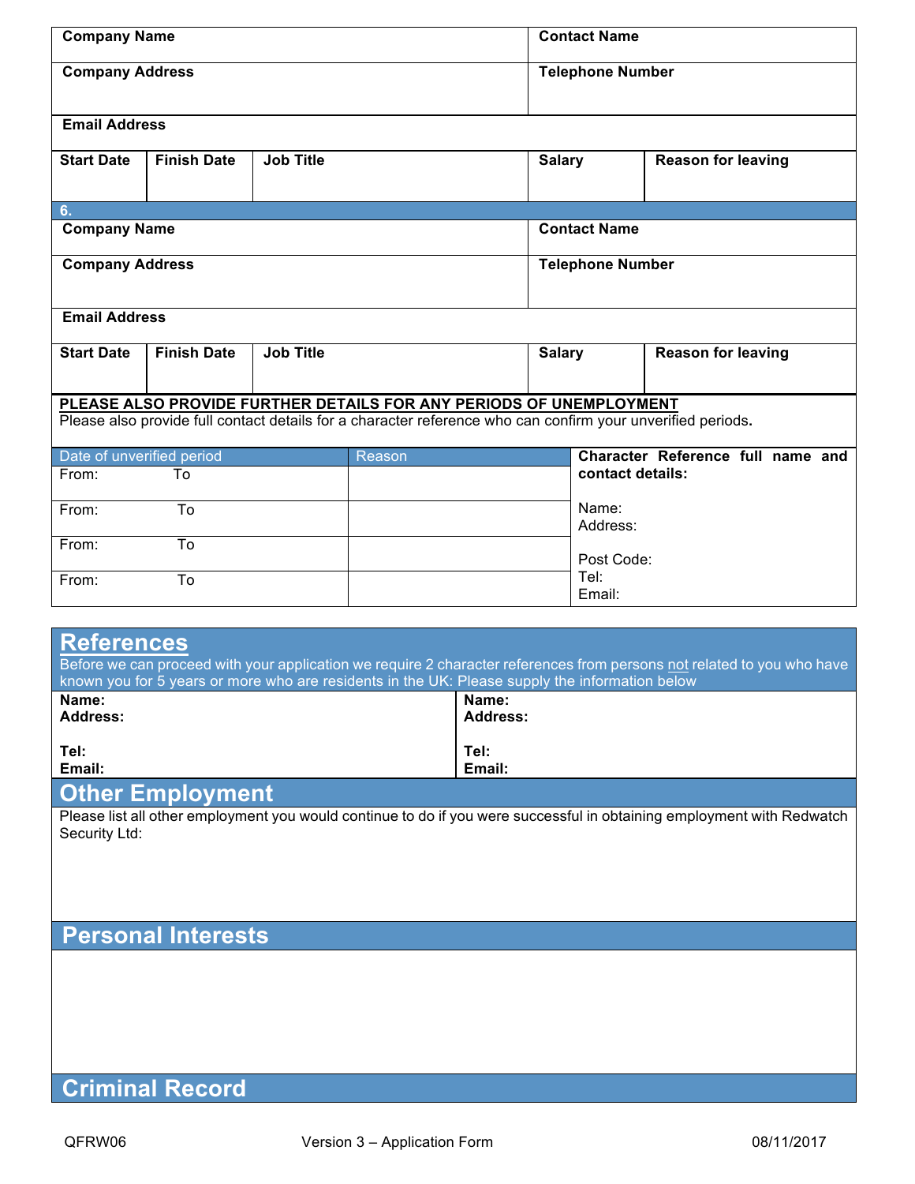| Company Name | | | Contact Name | |
|---|---|---|---|---|
| Company Address | | | Telephone Number | |
| Email Address | | | | |
| Start Date | Finish Date | Job Title | Salary | Reason for leaving |

**6.**

| Company Name | | | Contact Name | |
|---|---|---|---|---|
| Company Address | | | Telephone Number | |
| Email Address | | | | |
| Start Date | Finish Date | Job Title | Salary | Reason for leaving |

**PLEASE ALSO PROVIDE FURTHER DETAILS FOR ANY PERIODS OF UNEMPLOYMENT**

Please also provide full contact details for a character reference who can confirm your unverified periods.

| Date of unverified period | Reason | **Character Reference full name and contact details:** |
|---|---|---|
| From: To | | Name: Address: |
| From: To | | Post Code: |
| From: To | | Tel: |
| From: To | | Email: |

## References

Before we can proceed with your application we require 2 character references from persons not related to you who have known you for 5 years or more who are residents in the UK: Please supply the information below

| **Name:** | **Name:** |
|---|---|
| **Address:** | **Address:** |
| **Tel:** | **Tel:** |
| **Email:** | **Email:** |

## Other Employment

Please list all other employment you would continue to do if you were successful in obtaining employment with Redwatch Security Ltd:

## Personal Interests

## Criminal Record

QFRW06 Version 3 – Application Form 08/11/2017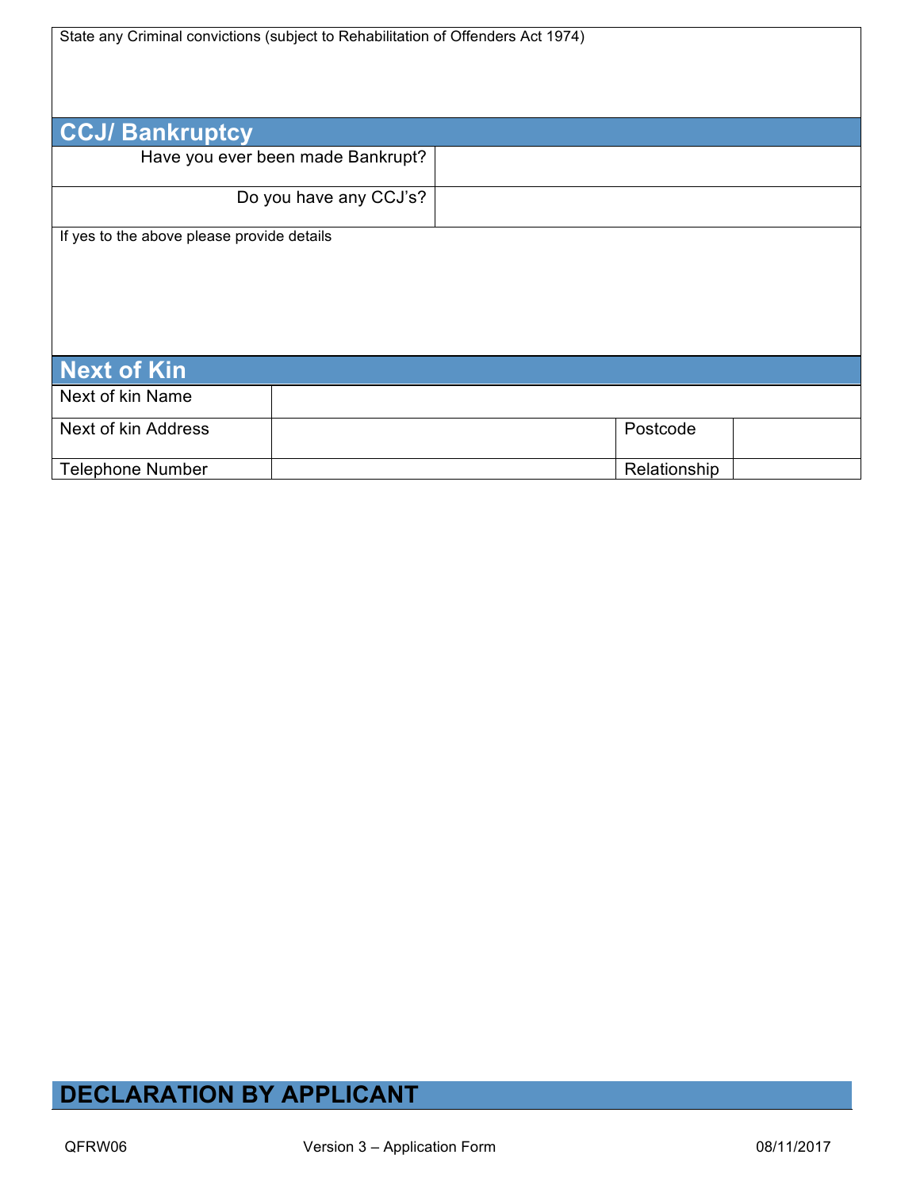| State any Criminal convictions (subject to Rehabilitation of Offenders Act 1974) |
|---|
| |

## CCJ/ Bankruptcy

| | |
|---|---|
| Have you ever been made Bankrupt? | |
| Do you have any CCJ's? | |

| If yes to the above please provide details |
|---|
| |

## Next of Kin

| | | | |
|---|---|---|---|
| Next of kin Name | | | |
| Next of kin Address | | Postcode | |
| Telephone Number | | Relationship | |

## DECLARATION BY APPLICANT

QFRW06 Version 3 – Application Form 08/11/2017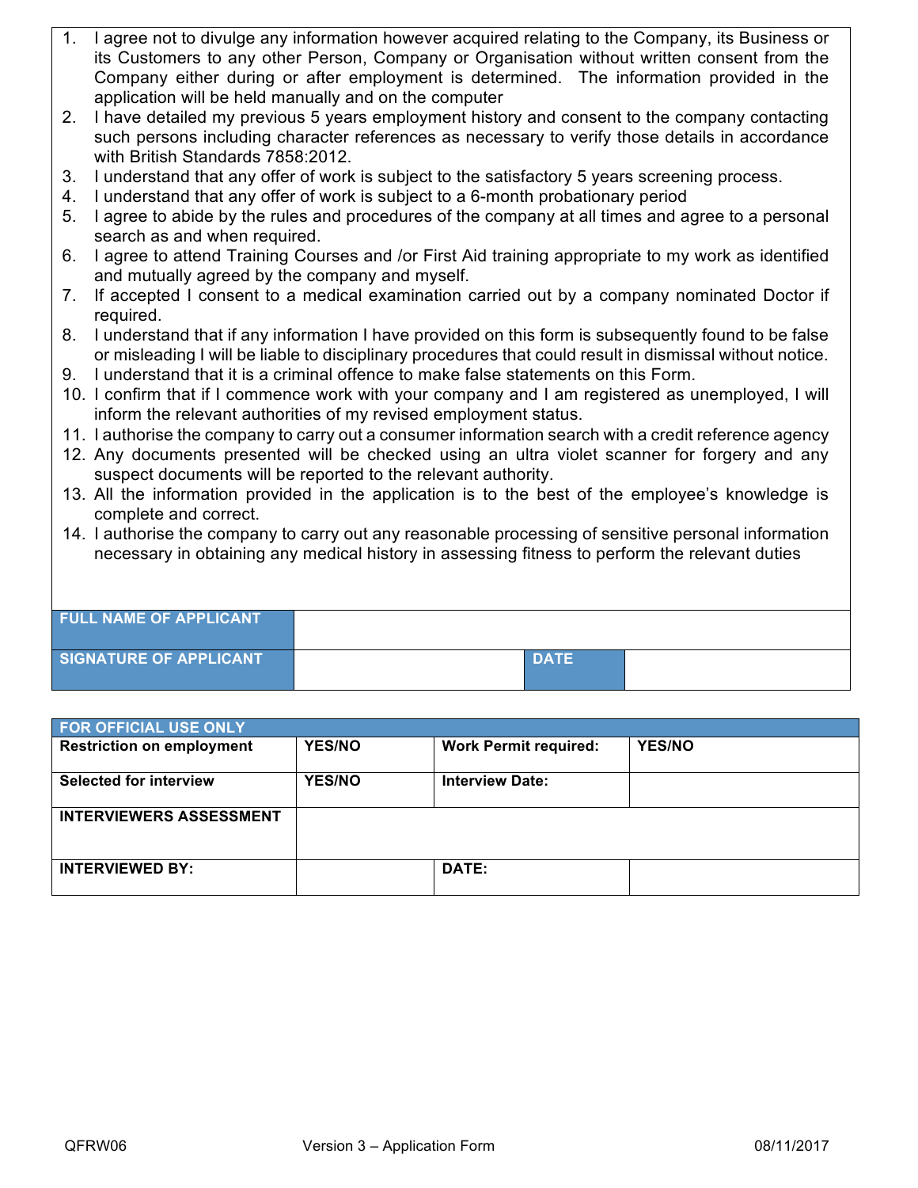1. I agree not to divulge any information however acquired relating to the Company, its Business or its Customers to any other Person, Company or Organisation without written consent from the Company either during or after employment is determined. The information provided in the application will be held manually and on the computer
2. I have detailed my previous 5 years employment history and consent to the company contacting such persons including character references as necessary to verify those details in accordance with British Standards 7858:2012.
3. I understand that any offer of work is subject to the satisfactory 5 years screening process.
4. I understand that any offer of work is subject to a 6-month probationary period
5. I agree to abide by the rules and procedures of the company at all times and agree to a personal search as and when required.
6. I agree to attend Training Courses and /or First Aid training appropriate to my work as identified and mutually agreed by the company and myself.
7. If accepted I consent to a medical examination carried out by a company nominated Doctor if required.
8. I understand that if any information I have provided on this form is subsequently found to be false or misleading I will be liable to disciplinary procedures that could result in dismissal without notice.
9. I understand that it is a criminal offence to make false statements on this Form.
10. I confirm that if I commence work with your company and I am registered as unemployed, I will inform the relevant authorities of my revised employment status.
11. I authorise the company to carry out a consumer information search with a credit reference agency
12. Any documents presented will be checked using an ultra violet scanner for forgery and any suspect documents will be reported to the relevant authority.
13. All the information provided in the application is to the best of the employee's knowledge is complete and correct.
14. I authorise the company to carry out any reasonable processing of sensitive personal information necessary in obtaining any medical history in assessing fitness to perform the relevant duties

| | | | |
|---|---|---|---|
| **FULL NAME OF APPLICANT** | | | |
| **SIGNATURE OF APPLICANT** | | **DATE** | |

| **FOR OFFICIAL USE ONLY** | | | |
|---|---|---|---|
| **Restriction on employment** | **YES/NO** | **Work Permit required:** | **YES/NO** |
| **Selected for interview** | **YES/NO** | **Interview Date:** | |
| **INTERVIEWERS ASSESSMENT** | | | |
| **INTERVIEWED BY:** | | **DATE:** | |

QFRW06 Version 3 – Application Form 08/11/2017